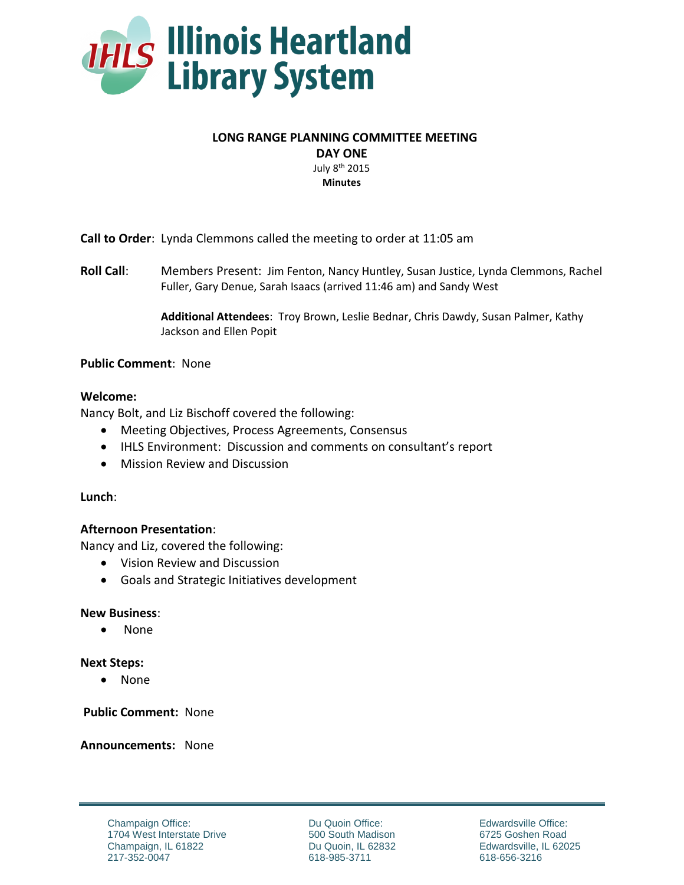# Illinois Heartland Library System

## LONG RANGE PLANNING COMMITTEE MEETING

**DAY ONE**

July 8th 2015

**Minutes**

**Call to Order**: Lynda Clemmons called the meeting to order at 11:05 am

**Roll Call**: Members Present: Jim Fenton, Nancy Huntley, Susan Justice, Lynda Clemmons, Rachel Fuller, Gary Denue, Sarah Isaacs (arrived 11:46 am) and Sandy West

**Additional Attendees**: Troy Brown, Leslie Bednar, Chris Dawdy, Susan Palmer, Kathy Jackson and Ellen Popit

**Public Comment**: None

**Welcome:**

Nancy Bolt, and Liz Bischoff covered the following:

- Meeting Objectives, Process Agreements, Consensus
- IHLS Environment: Discussion and comments on consultant's report
- Mission Review and Discussion

**Lunch**:

**Afternoon Presentation**:

Nancy and Liz, covered the following:

- Vision Review and Discussion
- Goals and Strategic Initiatives development

**New Business**:

- None

**Next Steps:**

- None

**Public Comment:** None

**Announcements:** None

Champaign Office:
1704 West Interstate Drive
Champaign, IL 61822
217-352-0047

Du Quoin Office:
500 South Madison
Du Quoin, IL 62832
618-985-3711

Edwardsville Office:
6725 Goshen Road
Edwardsville, IL 62025
618-656-3216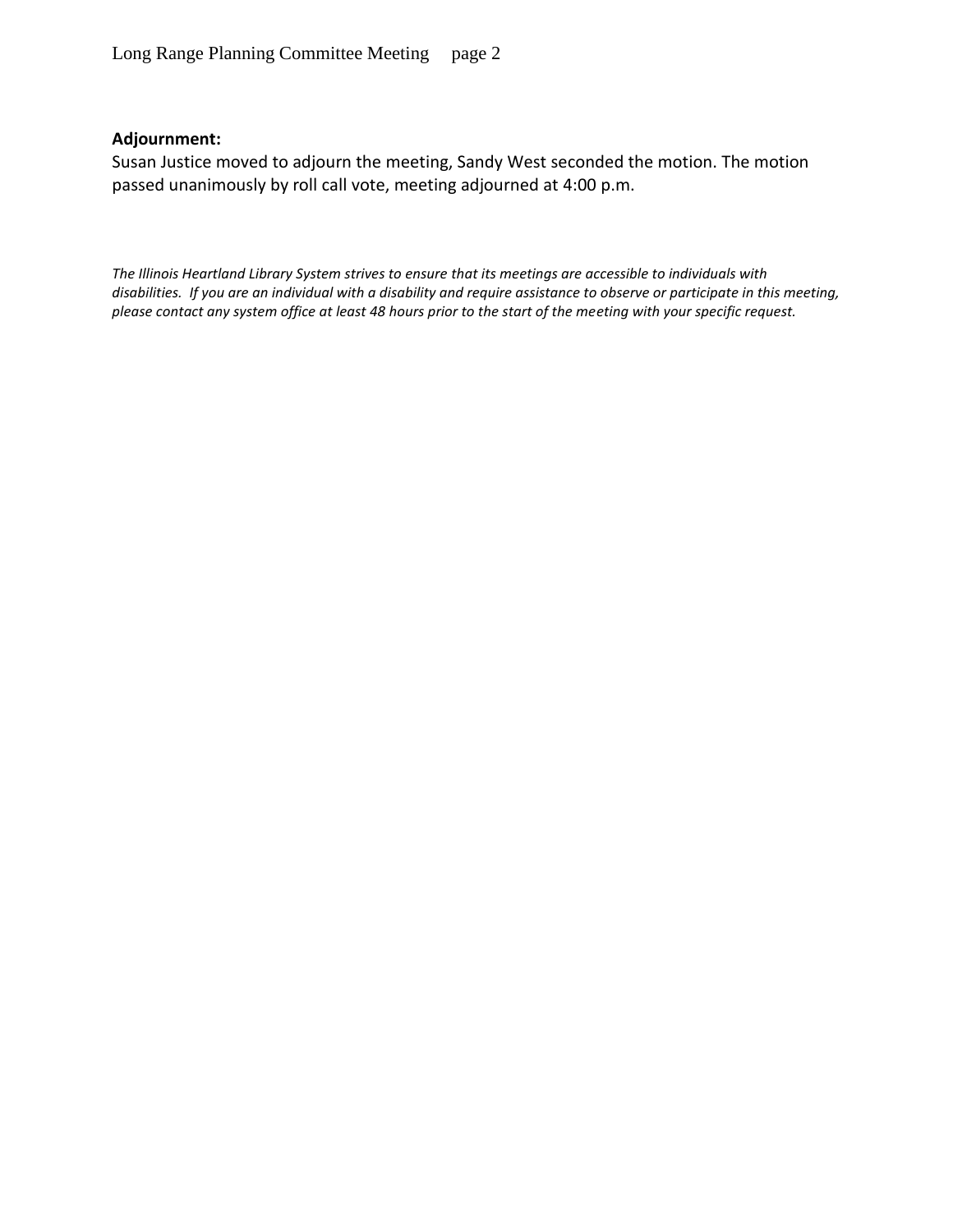**Adjournment:**

Susan Justice moved to adjourn the meeting, Sandy West seconded the motion. The motion passed unanimously by roll call vote, meeting adjourned at 4:00 p.m.

*The Illinois Heartland Library System strives to ensure that its meetings are accessible to individuals with disabilities. If you are an individual with a disability and require assistance to observe or participate in this meeting, please contact any system office at least 48 hours prior to the start of the meeting with your specific request.*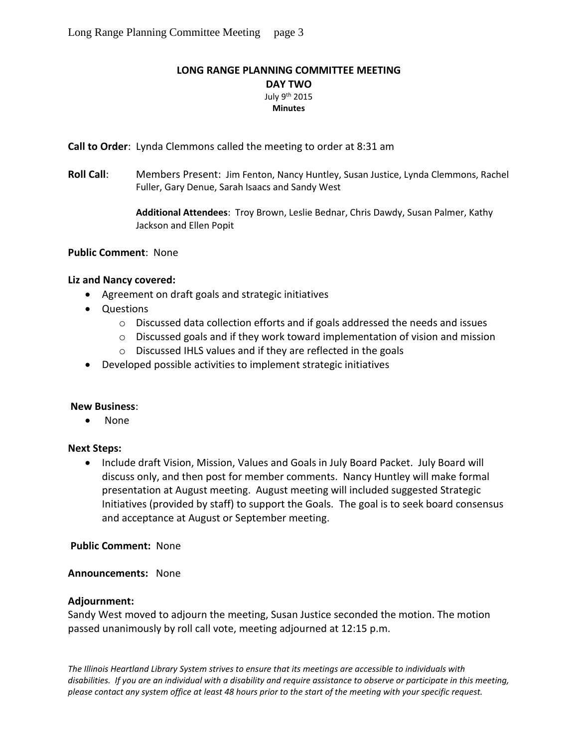**LONG RANGE PLANNING COMMITTEE MEETING**

**DAY TWO**

July 9th 2015

**Minutes**

**Call to Order**: Lynda Clemmons called the meeting to order at 8:31 am

**Roll Call**: Members Present: Jim Fenton, Nancy Huntley, Susan Justice, Lynda Clemmons, Rachel Fuller, Gary Denue, Sarah Isaacs and Sandy West

**Additional Attendees**: Troy Brown, Leslie Bednar, Chris Dawdy, Susan Palmer, Kathy Jackson and Ellen Popit

**Public Comment**: None

**Liz and Nancy covered:**

- Agreement on draft goals and strategic initiatives
- Questions
  - Discussed data collection efforts and if goals addressed the needs and issues
  - Discussed goals and if they work toward implementation of vision and mission
  - Discussed IHLS values and if they are reflected in the goals
- Developed possible activities to implement strategic initiatives

**New Business**:

- None

**Next Steps:**

- Include draft Vision, Mission, Values and Goals in July Board Packet. July Board will discuss only, and then post for member comments. Nancy Huntley will make formal presentation at August meeting. August meeting will included suggested Strategic Initiatives (provided by staff) to support the Goals. The goal is to seek board consensus and acceptance at August or September meeting.

**Public Comment:** None

**Announcements:** None

**Adjournment:**

Sandy West moved to adjourn the meeting, Susan Justice seconded the motion. The motion passed unanimously by roll call vote, meeting adjourned at 12:15 p.m.

*The Illinois Heartland Library System strives to ensure that its meetings are accessible to individuals with disabilities. If you are an individual with a disability and require assistance to observe or participate in this meeting, please contact any system office at least 48 hours prior to the start of the meeting with your specific request.*